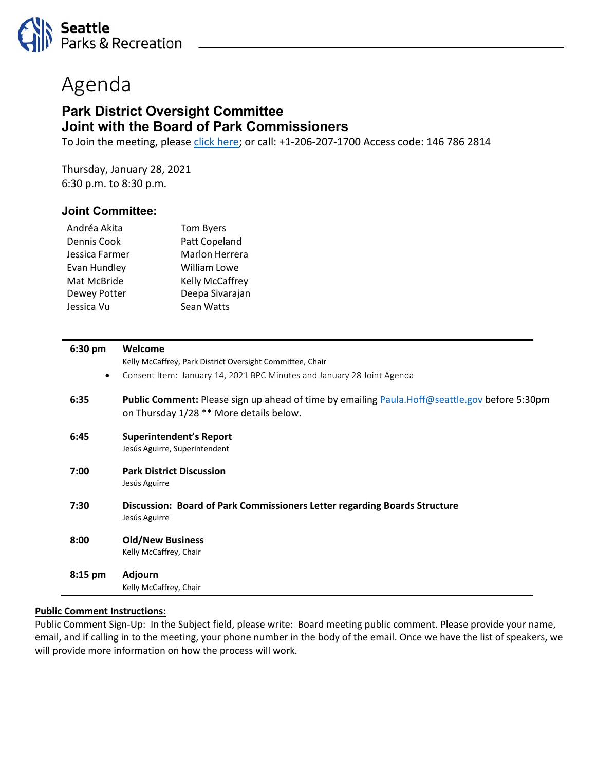Seattle Parks & Recreation

# Agenda

## Park District Oversight Committee
## Joint with the Board of Park Commissioners

To Join the meeting, please [click here](); or call: +1-206-207-1700 Access code: 146 786 2814

Thursday, January 28, 2021
6:30 p.m. to 8:30 p.m.

### Joint Committee:

| | |
|---|---|
| Andréa Akita | Tom Byers |
| Dennis Cook | Patt Copeland |
| Jessica Farmer | Marlon Herrera |
| Evan Hundley | William Lowe |
| Mat McBride | Kelly McCaffrey |
| Dewey Potter | Deepa Sivarajan |
| Jessica Vu | Sean Watts |

| | |
|---|---|
| **6:30 pm** | **Welcome**<br>Kelly McCaffrey, Park District Oversight Committee, Chair<br>• Consent Item: January 14, 2021 BPC Minutes and January 28 Joint Agenda |
| **6:35** | **Public Comment:** Please sign up ahead of time by emailing Paula.Hoff@seattle.gov before 5:30pm on Thursday 1/28 ** More details below. |
| **6:45** | **Superintendent's Report**<br>Jesús Aguirre, Superintendent |
| **7:00** | **Park District Discussion**<br>Jesús Aguirre |
| **7:30** | **Discussion: Board of Park Commissioners Letter regarding Boards Structure**<br>Jesús Aguirre |
| **8:00** | **Old/New Business**<br>Kelly McCaffrey, Chair |
| **8:15 pm** | **Adjourn**<br>Kelly McCaffrey, Chair |

**Public Comment Instructions:**

Public Comment Sign-Up: In the Subject field, please write: Board meeting public comment. Please provide your name, email, and if calling in to the meeting, your phone number in the body of the email. Once we have the list of speakers, we will provide more information on how the process will work.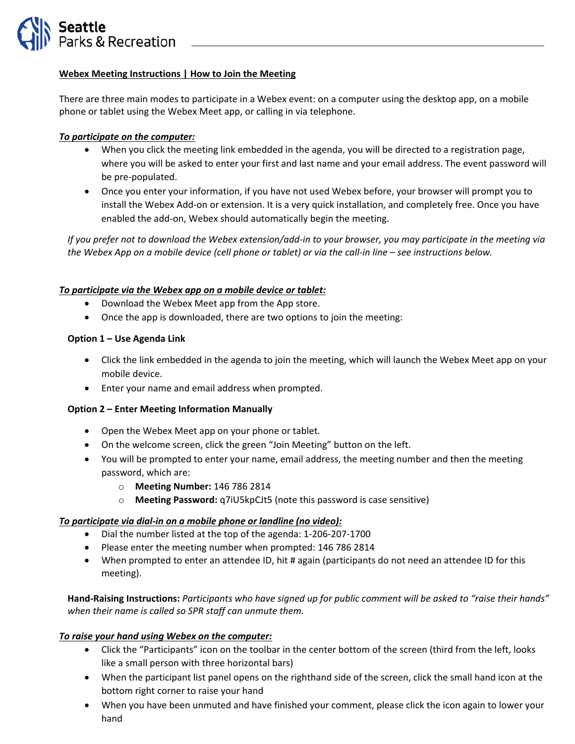**Webex Meeting Instructions | How to Join the Meeting**

There are three main modes to participate in a Webex event: on a computer using the desktop app, on a mobile phone or tablet using the Webex Meet app, or calling in via telephone.

***To participate on the computer:***

- When you click the meeting link embedded in the agenda, you will be directed to a registration page, where you will be asked to enter your first and last name and your email address. The event password will be pre-populated.
- Once you enter your information, if you have not used Webex before, your browser will prompt you to install the Webex Add-on or extension. It is a very quick installation, and completely free. Once you have enabled the add-on, Webex should automatically begin the meeting.

*If you prefer not to download the Webex extension/add-in to your browser, you may participate in the meeting via the Webex App on a mobile device (cell phone or tablet) or via the call-in line – see instructions below.*

***To participate via the Webex app on a mobile device or tablet:***

- Download the Webex Meet app from the App store.
- Once the app is downloaded, there are two options to join the meeting:

**Option 1 – Use Agenda Link**

- Click the link embedded in the agenda to join the meeting, which will launch the Webex Meet app on your mobile device.
- Enter your name and email address when prompted.

**Option 2 – Enter Meeting Information Manually**

- Open the Webex Meet app on your phone or tablet.
- On the welcome screen, click the green "Join Meeting" button on the left.
- You will be prompted to enter your name, email address, the meeting number and then the meeting password, which are:
  - **Meeting Number:** 146 786 2814
  - **Meeting Password:** q7iU5kpCJt5 (note this password is case sensitive)

***To participate via dial-in on a mobile phone or landline (no video):***

- Dial the number listed at the top of the agenda: 1-206-207-1700
- Please enter the meeting number when prompted: 146 786 2814
- When prompted to enter an attendee ID, hit # again (participants do not need an attendee ID for this meeting).

**Hand-Raising Instructions:** *Participants who have signed up for public comment will be asked to "raise their hands" when their name is called so SPR staff can unmute them.*

***To raise your hand using Webex on the computer:***

- Click the "Participants" icon on the toolbar in the center bottom of the screen (third from the left, looks like a small person with three horizontal bars)
- When the participant list panel opens on the righthand side of the screen, click the small hand icon at the bottom right corner to raise your hand
- When you have been unmuted and have finished your comment, please click the icon again to lower your hand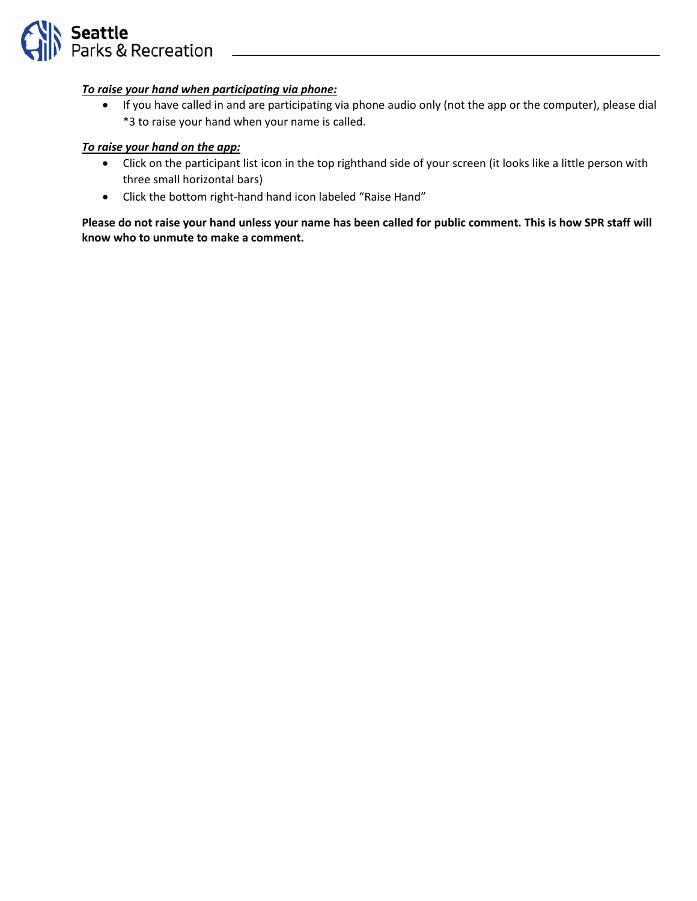***To raise your hand when participating via phone:***

- If you have called in and are participating via phone audio only (not the app or the computer), please dial *3 to raise your hand when your name is called.

***To raise your hand on the app:***

- Click on the participant list icon in the top righthand side of your screen (it looks like a little person with three small horizontal bars)
- Click the bottom right-hand hand icon labeled "Raise Hand"

**Please do not raise your hand unless your name has been called for public comment. This is how SPR staff will know who to unmute to make a comment.**